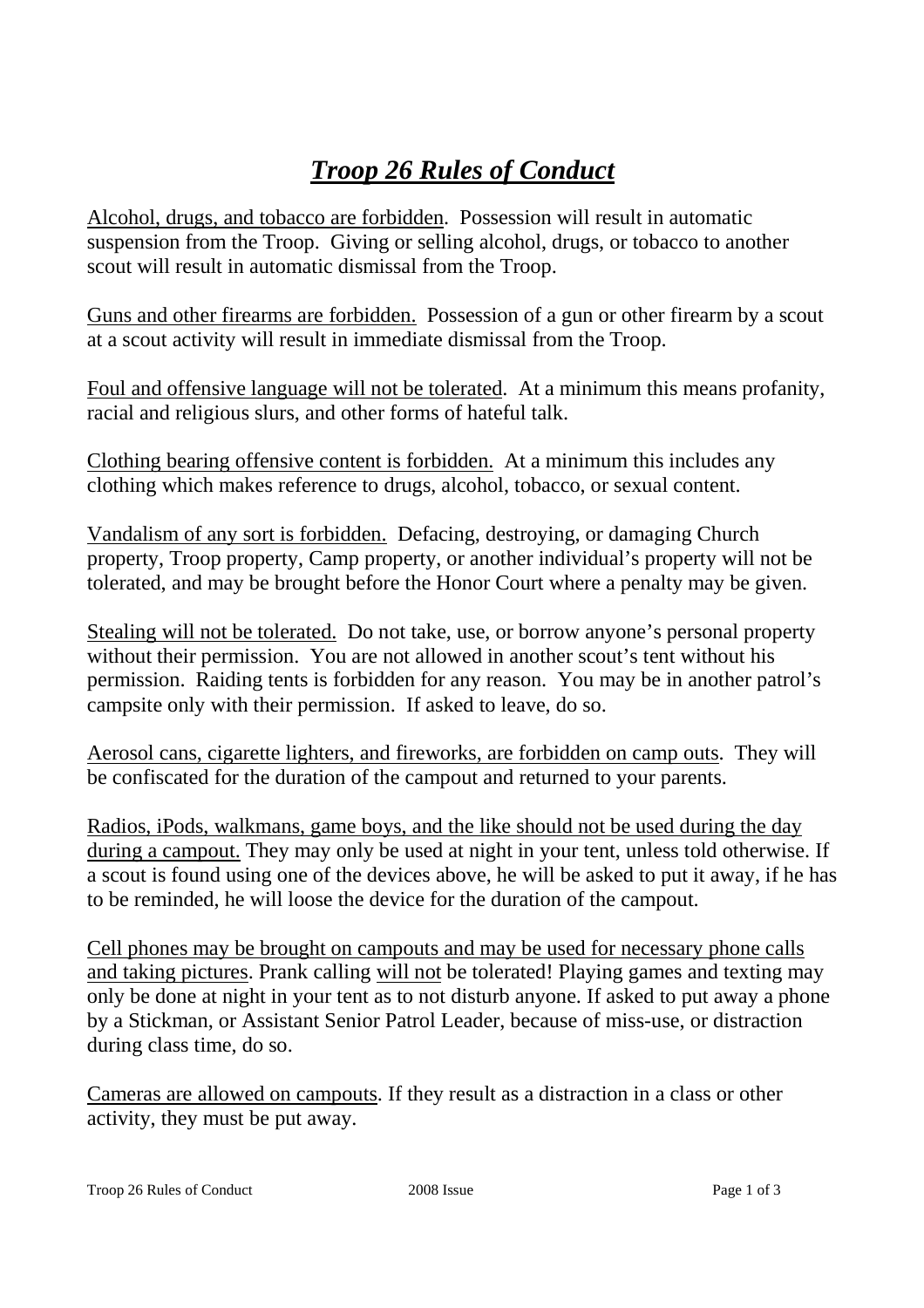# *Troop 26 Rules of Conduct*

Alcohol, drugs, and tobacco are forbidden. Possession will result in automatic suspension from the Troop. Giving or selling alcohol, drugs, or tobacco to another scout will result in automatic dismissal from the Troop.

Guns and other firearms are forbidden. Possession of a gun or other firearm by a scout at a scout activity will result in immediate dismissal from the Troop.

Foul and offensive language will not be tolerated. At a minimum this means profanity, racial and religious slurs, and other forms of hateful talk.

Clothing bearing offensive content is forbidden. At a minimum this includes any clothing which makes reference to drugs, alcohol, tobacco, or sexual content.

Vandalism of any sort is forbidden. Defacing, destroying, or damaging Church property, Troop property, Camp property, or another individual's property will not be tolerated, and may be brought before the Honor Court where a penalty may be given.

Stealing will not be tolerated. Do not take, use, or borrow anyone's personal property without their permission. You are not allowed in another scout's tent without his permission. Raiding tents is forbidden for any reason. You may be in another patrol's campsite only with their permission. If asked to leave, do so.

Aerosol cans, cigarette lighters, and fireworks, are forbidden on camp outs. They will be confiscated for the duration of the campout and returned to your parents.

Radios, iPods, walkmans, game boys, and the like should not be used during the day during a campout. They may only be used at night in your tent, unless told otherwise. If a scout is found using one of the devices above, he will be asked to put it away, if he has to be reminded, he will loose the device for the duration of the campout.

Cell phones may be brought on campouts and may be used for necessary phone calls and taking pictures. Prank calling will not be tolerated! Playing games and texting may only be done at night in your tent as to not disturb anyone. If asked to put away a phone by a Stickman, or Assistant Senior Patrol Leader, because of miss-use, or distraction during class time, do so.

Cameras are allowed on campouts. If they result as a distraction in a class or other activity, they must be put away.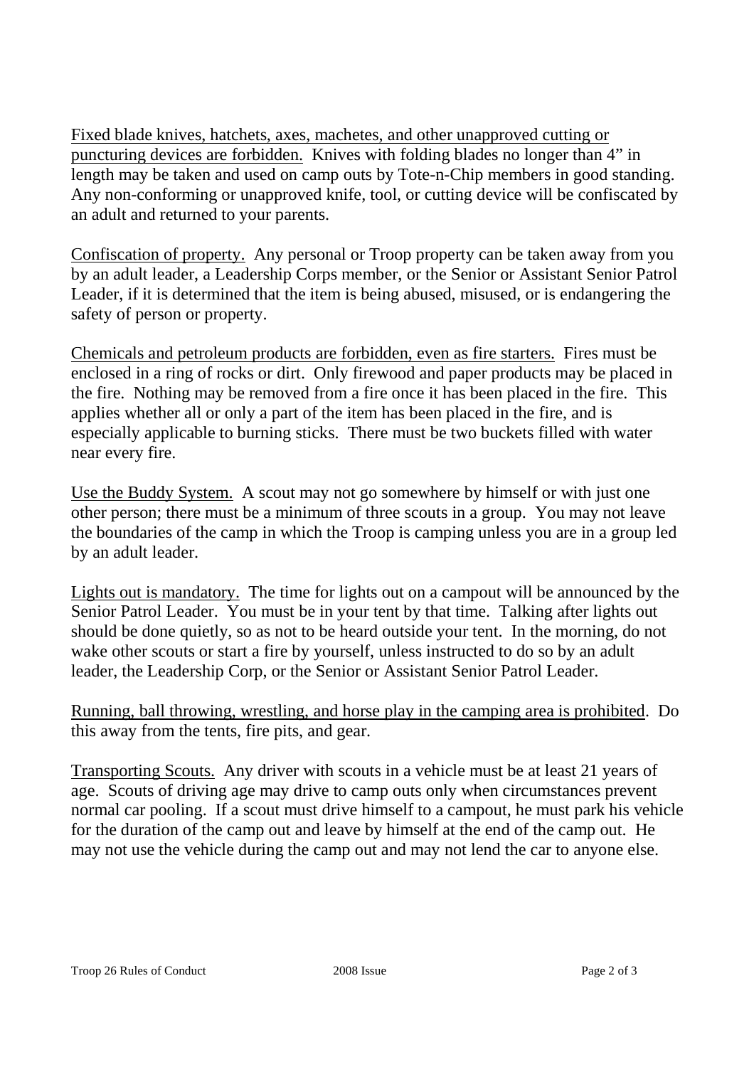<u>Fixed blade knives, hatchets, axes, machetes, and other unapproved cutting or puncturing devices are forbidden.</u> Knives with folding blades no longer than 4" in length may be taken and used on camp outs by Tote-n-Chip members in good standing. Any non-conforming or unapproved knife, tool, or cutting device will be confiscated by an adult and returned to your parents.

<u>Confiscation of property.</u> Any personal or Troop property can be taken away from you by an adult leader, a Leadership Corps member, or the Senior or Assistant Senior Patrol Leader, if it is determined that the item is being abused, misused, or is endangering the safety of person or property.

<u>Chemicals and petroleum products are forbidden, even as fire starters.</u> Fires must be enclosed in a ring of rocks or dirt. Only firewood and paper products may be placed in the fire. Nothing may be removed from a fire once it has been placed in the fire. This applies whether all or only a part of the item has been placed in the fire, and is especially applicable to burning sticks. There must be two buckets filled with water near every fire.

<u>Use the Buddy System.</u> A scout may not go somewhere by himself or with just one other person; there must be a minimum of three scouts in a group. You may not leave the boundaries of the camp in which the Troop is camping unless you are in a group led by an adult leader.

<u>Lights out is mandatory.</u> The time for lights out on a campout will be announced by the Senior Patrol Leader. You must be in your tent by that time. Talking after lights out should be done quietly, so as not to be heard outside your tent. In the morning, do not wake other scouts or start a fire by yourself, unless instructed to do so by an adult leader, the Leadership Corp, or the Senior or Assistant Senior Patrol Leader.

<u>Running, ball throwing, wrestling, and horse play in the camping area is prohibited</u>. Do this away from the tents, fire pits, and gear.

<u>Transporting Scouts.</u> Any driver with scouts in a vehicle must be at least 21 years of age. Scouts of driving age may drive to camp outs only when circumstances prevent normal car pooling. If a scout must drive himself to a campout, he must park his vehicle for the duration of the camp out and leave by himself at the end of the camp out. He may not use the vehicle during the camp out and may not lend the car to anyone else.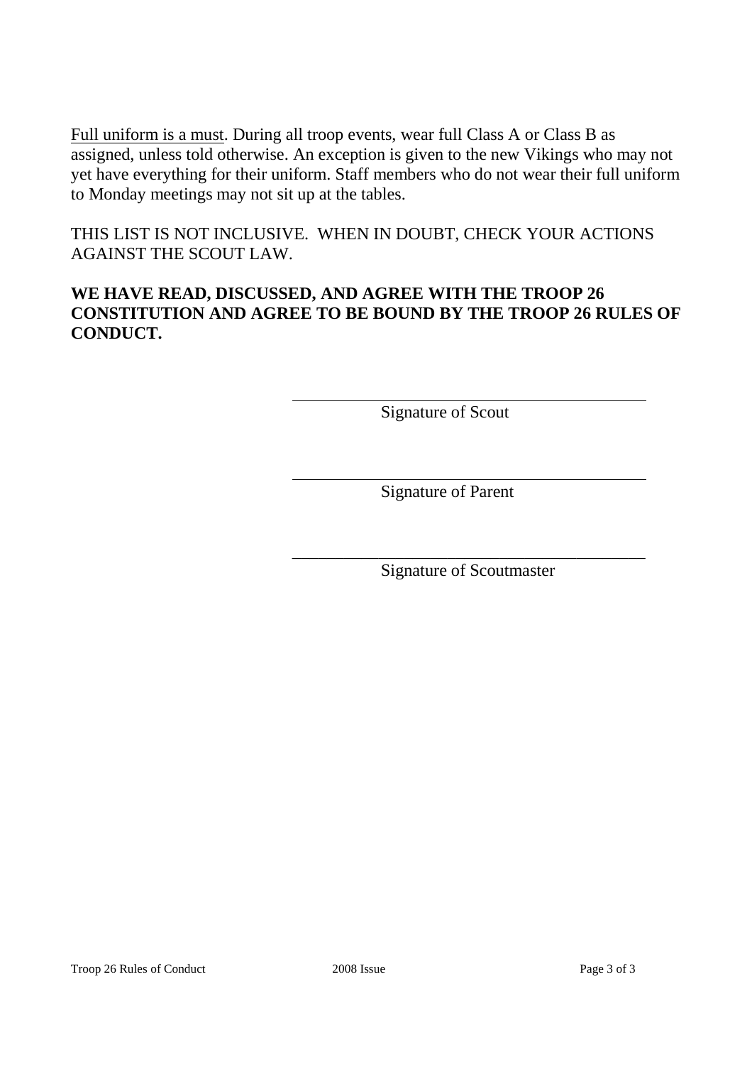<u>Full uniform is a must</u>. During all troop events, wear full Class A or Class B as assigned, unless told otherwise. An exception is given to the new Vikings who may not yet have everything for their uniform. Staff members who do not wear their full uniform to Monday meetings may not sit up at the tables.

THIS LIST IS NOT INCLUSIVE. WHEN IN DOUBT, CHECK YOUR ACTIONS AGAINST THE SCOUT LAW.

**WE HAVE READ, DISCUSSED, AND AGREE WITH THE TROOP 26 CONSTITUTION AND AGREE TO BE BOUND BY THE TROOP 26 RULES OF CONDUCT.**

\_\_\_\_\_\_\_\_\_\_\_\_\_\_\_\_\_\_\_\_\_\_\_\_\_\_\_\_\_\_\_\_\_\_\_\_\_\_\_\_
Signature of Scout

\_\_\_\_\_\_\_\_\_\_\_\_\_\_\_\_\_\_\_\_\_\_\_\_\_\_\_\_\_\_\_\_\_\_\_\_\_\_\_\_
Signature of Parent

\_\_\_\_\_\_\_\_\_\_\_\_\_\_\_\_\_\_\_\_\_\_\_\_\_\_\_\_\_\_\_\_\_\_\_\_\_\_\_\_
Signature of Scoutmaster